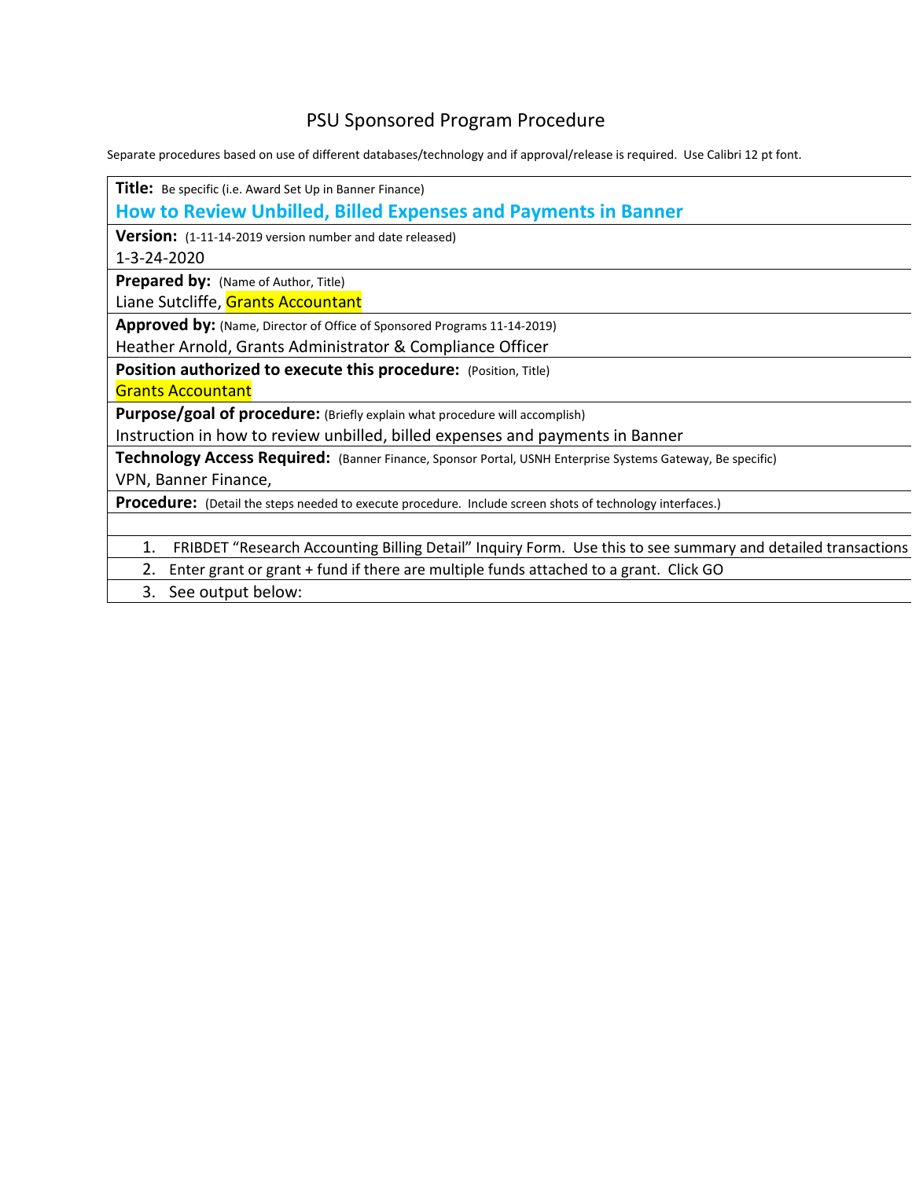# PSU Sponsored Program Procedure

Separate procedures based on use of different databases/technology and if approval/release is required. Use Calibri 12 pt font.

**Title:** Be specific (i.e. Award Set Up in Banner Finance)

## How to Review Unbilled, Billed Expenses and Payments in Banner

**Version:** (1-11-14-2019 version number and date released)

1-3-24-2020

**Prepared by:** (Name of Author, Title)

Liane Sutcliffe, Grants Accountant

**Approved by:** (Name, Director of Office of Sponsored Programs 11-14-2019)

Heather Arnold, Grants Administrator & Compliance Officer

**Position authorized to execute this procedure:** (Position, Title)

Grants Accountant

**Purpose/goal of procedure:** (Briefly explain what procedure will accomplish)

Instruction in how to review unbilled, billed expenses and payments in Banner

**Technology Access Required:** (Banner Finance, Sponsor Portal, USNH Enterprise Systems Gateway, Be specific)

VPN, Banner Finance,

**Procedure:** (Detail the steps needed to execute procedure. Include screen shots of technology interfaces.)

1. FRIBDET "Research Accounting Billing Detail" Inquiry Form. Use this to see summary and detailed transactions
2. Enter grant or grant + fund if there are multiple funds attached to a grant. Click GO
3. See output below: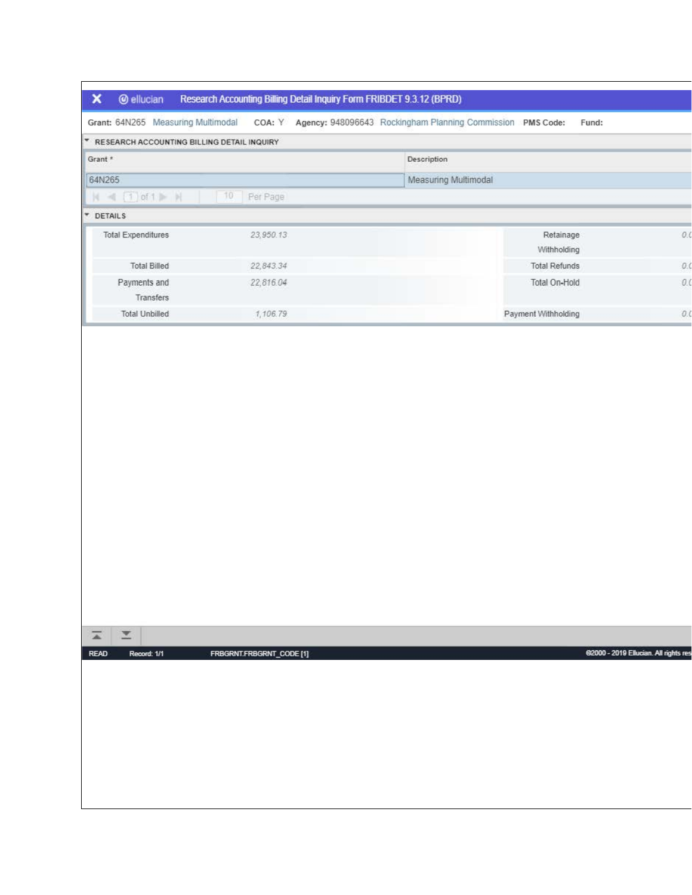**Research Accounting Billing Detail Inquiry Form FRIBDET 9.3.12 (BPRD)**

**Grant:** 64N265 Measuring Multimodal **COA:** Y **Agency:** 948096643 Rockingham Planning Commission **PMS Code:** **Fund:**

RESEARCH ACCOUNTING BILLING DETAIL INQUIRY

| Grant * | Description |
| --- | --- |
| 64N265 | Measuring Multimodal |

1 of 1 10 Per Page

DETAILS

| | | | |
| --- | --- | --- | --- |
| Total Expenditures | 23,950.13 | Retainage Withholding | 0.0 |
| Total Billed | 22,843.34 | Total Refunds | 0.0 |
| Payments and Transfers | 22,816.04 | Total On-Hold | 0.0 |
| Total Unbilled | 1,106.79 | Payment Withholding | 0.0 |

READ Record: 1/1 FRBGRNT.FRBGRNT_CODE [1] ©2000 - 2019 Ellucian. All rights res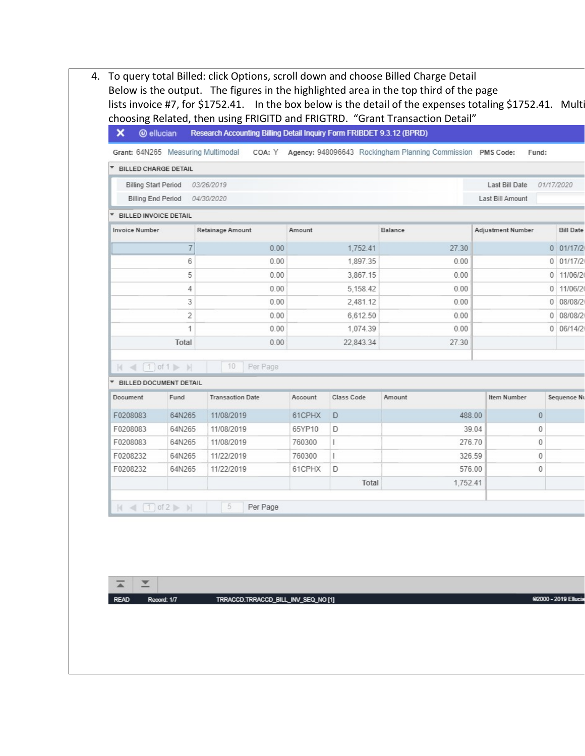4. To query total Billed: click Options, scroll down and choose Billed Charge Detail
   Below is the output. The figures in the highlighted area in the top third of the page lists invoice #7, for $1752.41. In the box below is the detail of the expenses totaling $1752.41. Multi choosing Related, then using FRIGITD and FRIGTRD. "Grant Transaction Detail"

ellucian Research Accounting Billing Detail Inquiry Form FRIBDET 9.3.12 (BPRD)

Grant: 64N265 Measuring Multimodal COA: Y Agency: 948096643 Rockingham Planning Commission PMS Code: Fund:

**BILLED CHARGE DETAIL**

| | | | |
|---|---|---|---|
| Billing Start Period | 03/26/2019 | Last Bill Date | 01/17/2020 |
| Billing End Period | 04/30/2020 | Last Bill Amount | |

**BILLED INVOICE DETAIL**

| Invoice Number | Retainage Amount | Amount | Balance | Adjustment Number | Bill Date |
|---|---|---|---|---|---|
| 7 | 0.00 | 1,752.41 | 27.30 | 0 | 01/17/2 |
| 6 | 0.00 | 1,897.35 | 0.00 | 0 | 01/17/2 |
| 5 | 0.00 | 3,867.15 | 0.00 | 0 | 11/06/2 |
| 4 | 0.00 | 5,158.42 | 0.00 | 0 | 11/06/2 |
| 3 | 0.00 | 2,481.12 | 0.00 | 0 | 08/08/2 |
| 2 | 0.00 | 6,612.50 | 0.00 | 0 | 08/08/2 |
| 1 | 0.00 | 1,074.39 | 0.00 | 0 | 06/14/2 |
| Total | 0.00 | 22,843.34 | 27.30 | | |

1 of 1 | 10 Per Page

**BILLED DOCUMENT DETAIL**

| Document | Fund | Transaction Date | Account | Class Code | Amount | Item Number | Sequence Nu |
|---|---|---|---|---|---|---|---|
| F0208083 | 64N265 | 11/08/2019 | 61CPHX | D | 488.00 | 0 | |
| F0208083 | 64N265 | 11/08/2019 | 65YP10 | D | 39.04 | 0 | |
| F0208083 | 64N265 | 11/08/2019 | 760300 | I | 276.70 | 0 | |
| F0208232 | 64N265 | 11/22/2019 | 760300 | I | 326.59 | 0 | |
| F0208232 | 64N265 | 11/22/2019 | 61CPHX | D | 576.00 | 0 | |
| | | | | Total | 1,752.41 | | |

1 of 2 | 5 Per Page

READ Record: 1/7 TRRACCD.TRRACCD_BILL_INV_SEQ_NO [1] ©2000 - 2019 Ellucia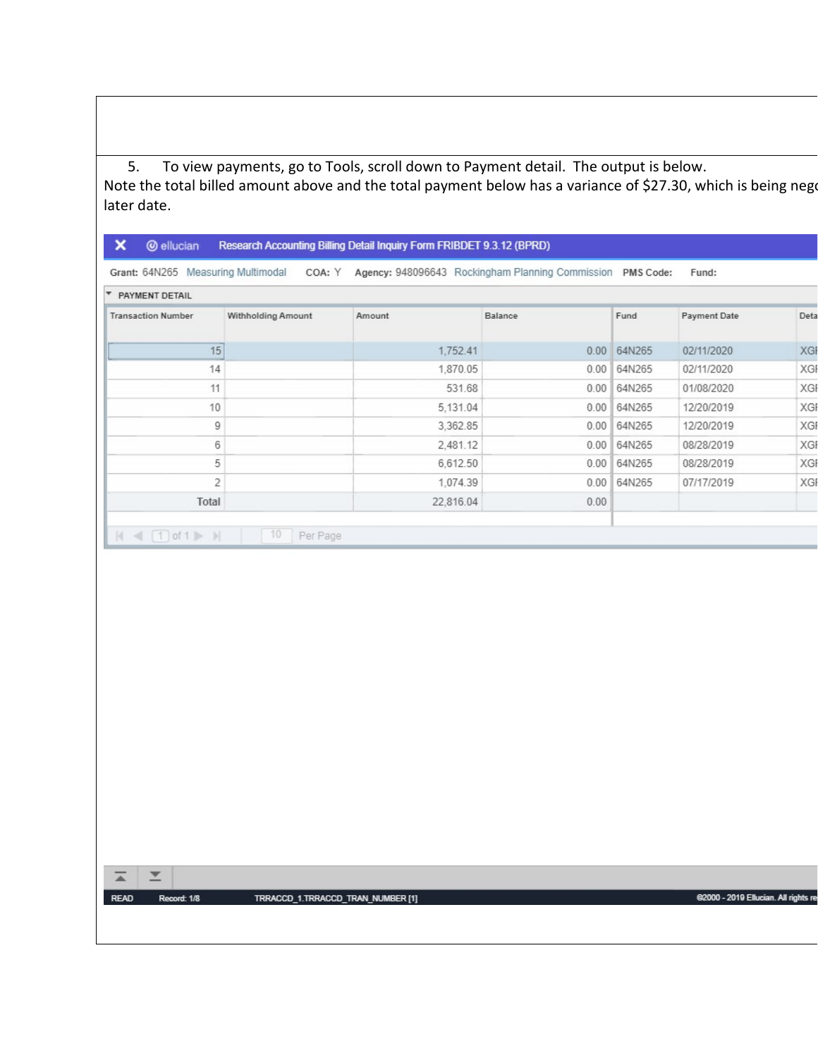5. To view payments, go to Tools, scroll down to Payment detail. The output is below.

Note the total billed amount above and the total payment below has a variance of $27.30, which is being nego
later date.

**Research Accounting Billing Detail Inquiry Form FRIBDET 9.3.12 (BPRD)**

Grant: 64N265 Measuring Multimodal COA: Y Agency: 948096643 Rockingham Planning Commission PMS Code: Fund:

PAYMENT DETAIL

| Transaction Number | Withholding Amount | Amount | Balance | Fund | Payment Date | Deta |
|---|---|---|---|---|---|---|
| 15 | | 1,752.41 | 0.00 | 64N265 | 02/11/2020 | XGI |
| 14 | | 1,870.05 | 0.00 | 64N265 | 02/11/2020 | XGI |
| 11 | | 531.68 | 0.00 | 64N265 | 01/08/2020 | XGI |
| 10 | | 5,131.04 | 0.00 | 64N265 | 12/20/2019 | XGI |
| 9 | | 3,362.85 | 0.00 | 64N265 | 12/20/2019 | XGI |
| 6 | | 2,481.12 | 0.00 | 64N265 | 08/28/2019 | XGI |
| 5 | | 6,612.50 | 0.00 | 64N265 | 08/28/2019 | XGI |
| 2 | | 1,074.39 | 0.00 | 64N265 | 07/17/2019 | XGI |
| Total | | 22,816.04 | 0.00 | | | |

1 of 1 | 10 Per Page

READ Record: 1/8 TRRACCD_1.TRRACCD_TRAN_NUMBER [1] ©2000 - 2019 Ellucian. All rights re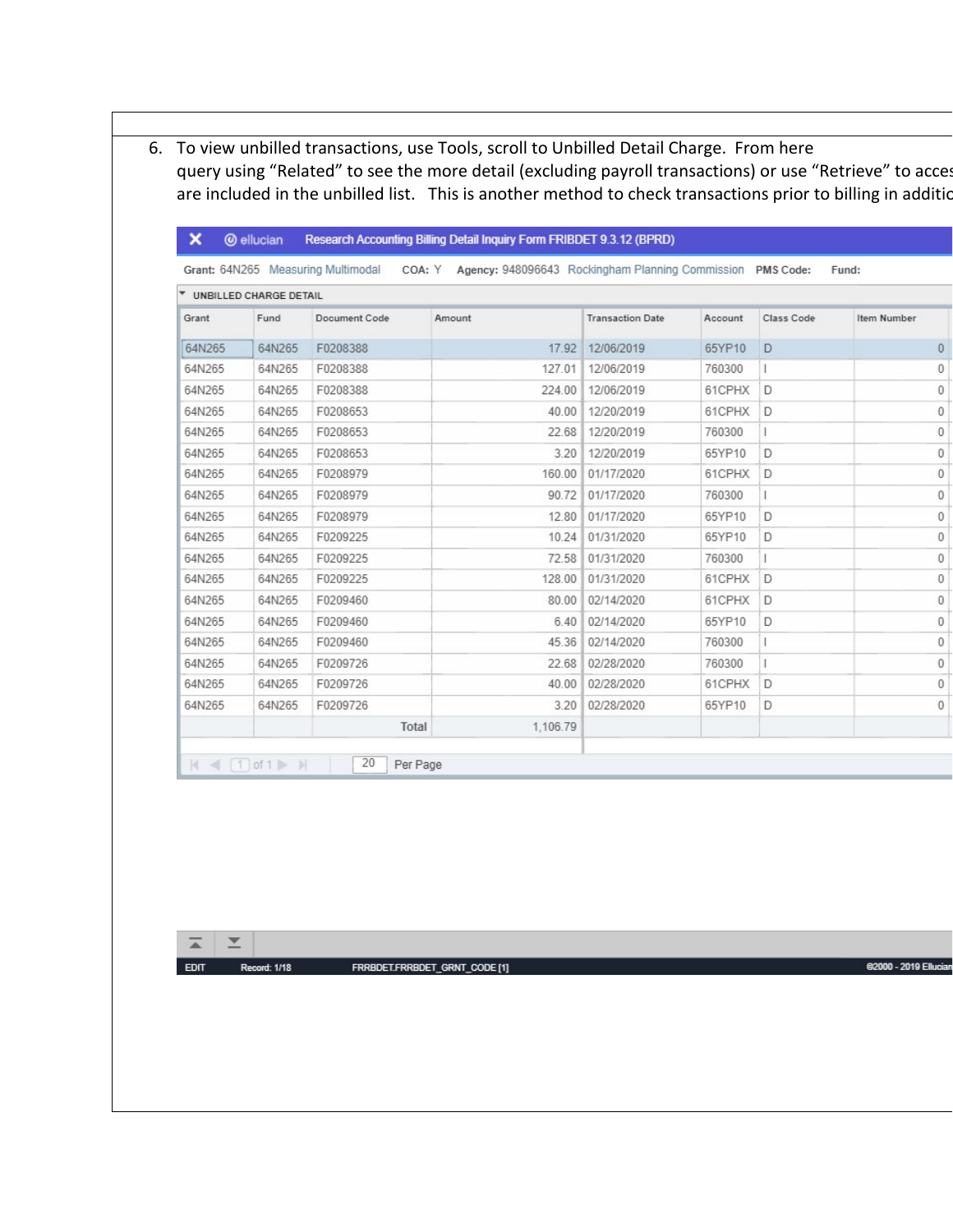6. To view unbilled transactions, use Tools, scroll to Unbilled Detail Charge. From here query using "Related" to see the more detail (excluding payroll transactions) or use "Retrieve" to acces are included in the unbilled list. This is another method to check transactions prior to billing in additio

ellucian Research Accounting Billing Detail Inquiry Form FRIBDET 9.3.12 (BPRD)

Grant: 64N265 Measuring Multimodal COA: Y Agency: 948096643 Rockingham Planning Commission PMS Code: Fund:

UNBILLED CHARGE DETAIL

| Grant | Fund | Document Code | Amount | Transaction Date | Account | Class Code | Item Number |
|---|---|---|---|---|---|---|---|
| 64N265 | 64N265 | F0208388 | 17.92 | 12/06/2019 | 65YP10 | D | 0 |
| 64N265 | 64N265 | F0208388 | 127.01 | 12/06/2019 | 760300 | I | 0 |
| 64N265 | 64N265 | F0208388 | 224.00 | 12/06/2019 | 61CPHX | D | 0 |
| 64N265 | 64N265 | F0208653 | 40.00 | 12/20/2019 | 61CPHX | D | 0 |
| 64N265 | 64N265 | F0208653 | 22.68 | 12/20/2019 | 760300 | I | 0 |
| 64N265 | 64N265 | F0208653 | 3.20 | 12/20/2019 | 65YP10 | D | 0 |
| 64N265 | 64N265 | F0208979 | 160.00 | 01/17/2020 | 61CPHX | D | 0 |
| 64N265 | 64N265 | F0208979 | 90.72 | 01/17/2020 | 760300 | I | 0 |
| 64N265 | 64N265 | F0208979 | 12.80 | 01/17/2020 | 65YP10 | D | 0 |
| 64N265 | 64N265 | F0209225 | 10.24 | 01/31/2020 | 65YP10 | D | 0 |
| 64N265 | 64N265 | F0209225 | 72.58 | 01/31/2020 | 760300 | I | 0 |
| 64N265 | 64N265 | F0209225 | 128.00 | 01/31/2020 | 61CPHX | D | 0 |
| 64N265 | 64N265 | F0209460 | 80.00 | 02/14/2020 | 61CPHX | D | 0 |
| 64N265 | 64N265 | F0209460 | 6.40 | 02/14/2020 | 65YP10 | D | 0 |
| 64N265 | 64N265 | F0209460 | 45.36 | 02/14/2020 | 760300 | I | 0 |
| 64N265 | 64N265 | F0209726 | 22.68 | 02/28/2020 | 760300 | I | 0 |
| 64N265 | 64N265 | F0209726 | 40.00 | 02/28/2020 | 61CPHX | D | 0 |
| 64N265 | 64N265 | F0209726 | 3.20 | 02/28/2020 | 65YP10 | D | 0 |
| | | Total | 1,106.79 | | | | |

1 of 1 20 Per Page

EDIT Record: 1/18 FRRBDET.FRRBDET_GRNT_CODE [1] ©2000 - 2019 Ellucian